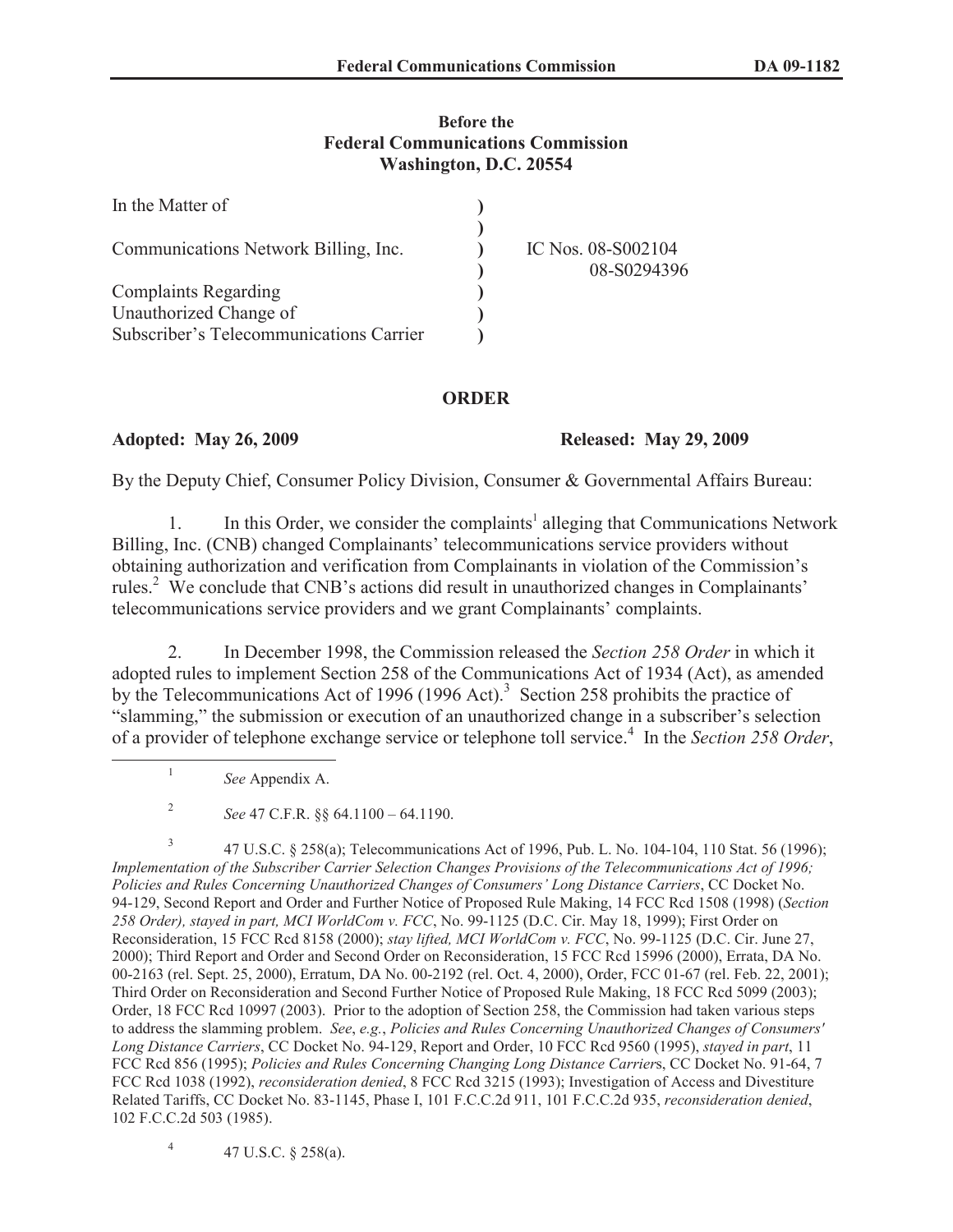Before the
Federal Communications Commission
Washington, D.C. 20554

| In the Matter of | ) | |
|---|---|---|
| | ) | |
| Communications Network Billing, Inc. | ) | IC Nos. 08-S002104 |
| | ) | 08-S0294396 |
| Complaints Regarding | ) | |
| Unauthorized Change of | ) | |
| Subscriber's Telecommunications Carrier | ) | |

## ORDER

**Adopted: May 26, 2009** **Released: May 29, 2009**

By the Deputy Chief, Consumer Policy Division, Consumer & Governmental Affairs Bureau:

1. In this Order, we consider the complaints[1] alleging that Communications Network Billing, Inc. (CNB) changed Complainants' telecommunications service providers without obtaining authorization and verification from Complainants in violation of the Commission's rules.[2] We conclude that CNB's actions did result in unauthorized changes in Complainants' telecommunications service providers and we grant Complainants' complaints.

2. In December 1998, the Commission released the *Section 258 Order* in which it adopted rules to implement Section 258 of the Communications Act of 1934 (Act), as amended by the Telecommunications Act of 1996 (1996 Act).[3] Section 258 prohibits the practice of "slamming," the submission or execution of an unauthorized change in a subscriber's selection of a provider of telephone exchange service or telephone toll service.[4] In the *Section 258 Order*,

---

[1] *See* Appendix A.

[2] *See* 47 C.F.R. §§ 64.1100 – 64.1190.

[3] 47 U.S.C. § 258(a); Telecommunications Act of 1996, Pub. L. No. 104-104, 110 Stat. 56 (1996); *Implementation of the Subscriber Carrier Selection Changes Provisions of the Telecommunications Act of 1996; Policies and Rules Concerning Unauthorized Changes of Consumers' Long Distance Carriers*, CC Docket No. 94-129, Second Report and Order and Further Notice of Proposed Rule Making, 14 FCC Rcd 1508 (1998) (*Section 258 Order), stayed in part, MCI WorldCom v. FCC*, No. 99-1125 (D.C. Cir. May 18, 1999); First Order on Reconsideration, 15 FCC Rcd 8158 (2000); *stay lifted, MCI WorldCom v. FCC*, No. 99-1125 (D.C. Cir. June 27, 2000); Third Report and Order and Second Order on Reconsideration, 15 FCC Rcd 15996 (2000), Errata, DA No. 00-2163 (rel. Sept. 25, 2000), Erratum, DA No. 00-2192 (rel. Oct. 4, 2000), Order, FCC 01-67 (rel. Feb. 22, 2001); Third Order on Reconsideration and Second Further Notice of Proposed Rule Making, 18 FCC Rcd 5099 (2003); Order, 18 FCC Rcd 10997 (2003). Prior to the adoption of Section 258, the Commission had taken various steps to address the slamming problem. *See*, *e.g.*, *Policies and Rules Concerning Unauthorized Changes of Consumers' Long Distance Carriers*, CC Docket No. 94-129, Report and Order, 10 FCC Rcd 9560 (1995), *stayed in part*, 11 FCC Rcd 856 (1995); *Policies and Rules Concerning Changing Long Distance Carrier*s, CC Docket No. 91-64, 7 FCC Rcd 1038 (1992), *reconsideration denied*, 8 FCC Rcd 3215 (1993); Investigation of Access and Divestiture Related Tariffs, CC Docket No. 83-1145, Phase I, 101 F.C.C.2d 911, 101 F.C.C.2d 935, *reconsideration denied*, 102 F.C.C.2d 503 (1985).

[4] 47 U.S.C. § 258(a).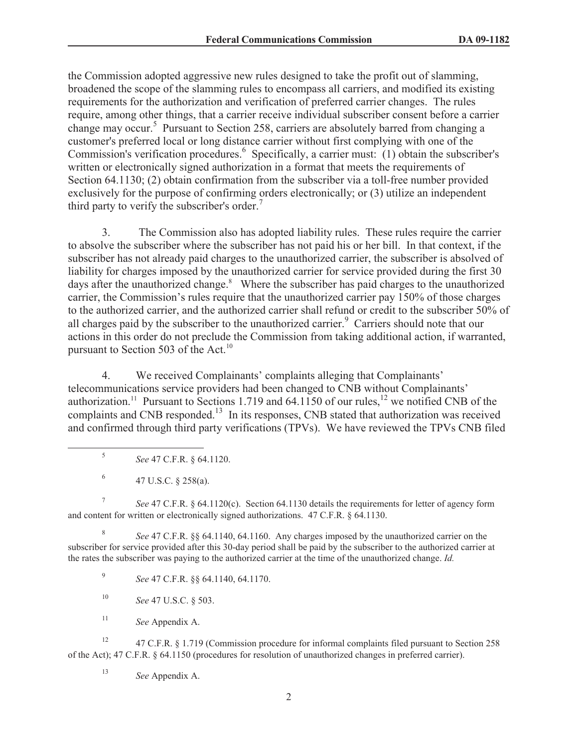the Commission adopted aggressive new rules designed to take the profit out of slamming, broadened the scope of the slamming rules to encompass all carriers, and modified its existing requirements for the authorization and verification of preferred carrier changes. The rules require, among other things, that a carrier receive individual subscriber consent before a carrier change may occur.[5] Pursuant to Section 258, carriers are absolutely barred from changing a customer's preferred local or long distance carrier without first complying with one of the Commission's verification procedures.[6] Specifically, a carrier must: (1) obtain the subscriber's written or electronically signed authorization in a format that meets the requirements of Section 64.1130; (2) obtain confirmation from the subscriber via a toll-free number provided exclusively for the purpose of confirming orders electronically; or (3) utilize an independent third party to verify the subscriber's order.[7]

3. The Commission also has adopted liability rules. These rules require the carrier to absolve the subscriber where the subscriber has not paid his or her bill. In that context, if the subscriber has not already paid charges to the unauthorized carrier, the subscriber is absolved of liability for charges imposed by the unauthorized carrier for service provided during the first 30 days after the unauthorized change.[8] Where the subscriber has paid charges to the unauthorized carrier, the Commission's rules require that the unauthorized carrier pay 150% of those charges to the authorized carrier, and the authorized carrier shall refund or credit to the subscriber 50% of all charges paid by the subscriber to the unauthorized carrier.[9] Carriers should note that our actions in this order do not preclude the Commission from taking additional action, if warranted, pursuant to Section 503 of the Act.[10]

4. We received Complainants' complaints alleging that Complainants' telecommunications service providers had been changed to CNB without Complainants' authorization.[11] Pursuant to Sections 1.719 and 64.1150 of our rules,[12] we notified CNB of the complaints and CNB responded.[13] In its responses, CNB stated that authorization was received and confirmed through third party verifications (TPVs). We have reviewed the TPVs CNB filed

---

[5] *See* 47 C.F.R. § 64.1120.

[6] 47 U.S.C. § 258(a).

[7] *See* 47 C.F.R. § 64.1120(c). Section 64.1130 details the requirements for letter of agency form and content for written or electronically signed authorizations. 47 C.F.R. § 64.1130.

[8] *See* 47 C.F.R. §§ 64.1140, 64.1160. Any charges imposed by the unauthorized carrier on the subscriber for service provided after this 30-day period shall be paid by the subscriber to the authorized carrier at the rates the subscriber was paying to the authorized carrier at the time of the unauthorized change. *Id.*

[9] *See* 47 C.F.R. §§ 64.1140, 64.1170.

[10] *See* 47 U.S.C. § 503.

[11] *See* Appendix A.

[12] 47 C.F.R. § 1.719 (Commission procedure for informal complaints filed pursuant to Section 258 of the Act); 47 C.F.R. § 64.1150 (procedures for resolution of unauthorized changes in preferred carrier).

[13] *See* Appendix A.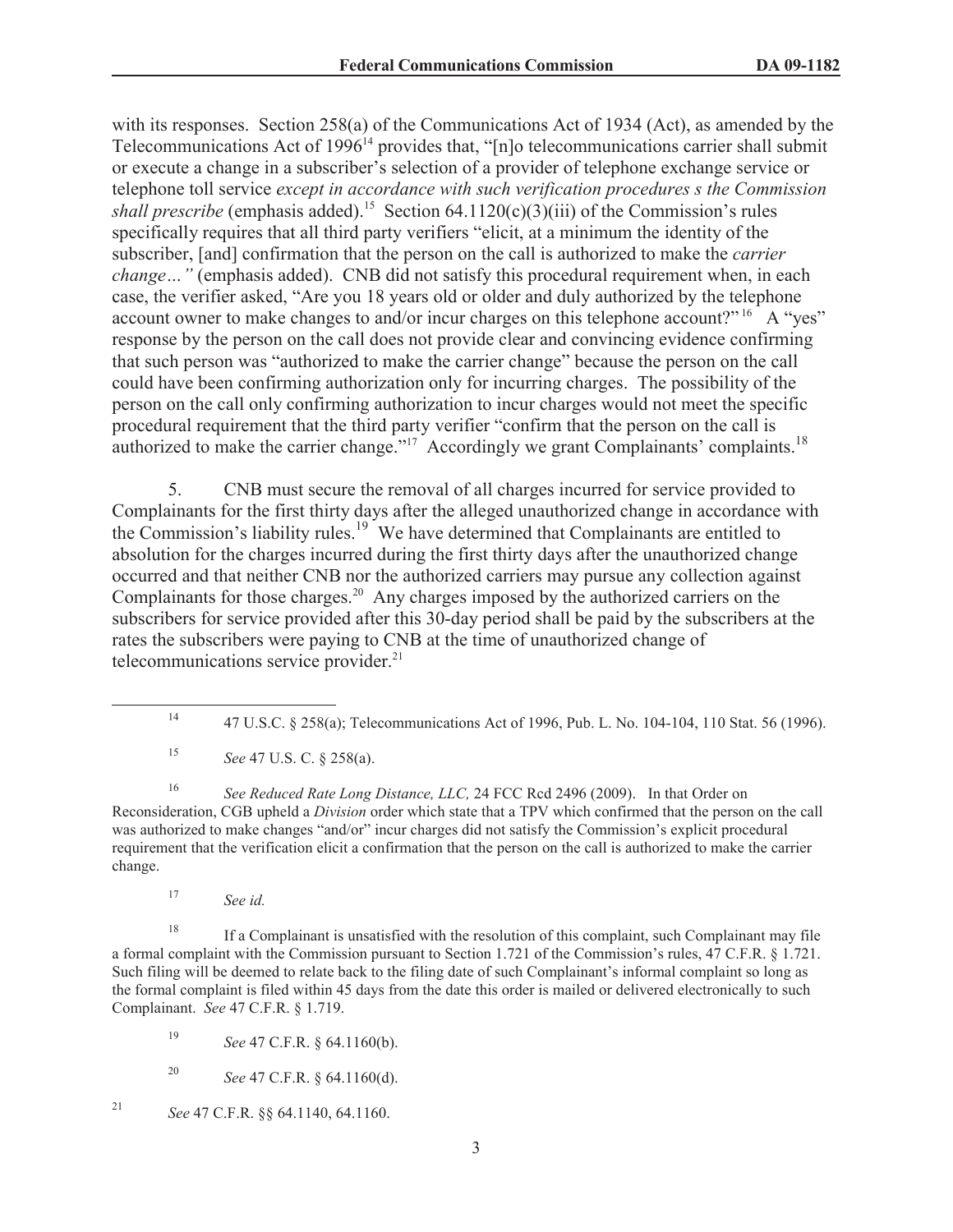with its responses. Section 258(a) of the Communications Act of 1934 (Act), as amended by the Telecommunications Act of 1996[14] provides that, "[n]o telecommunications carrier shall submit or execute a change in a subscriber's selection of a provider of telephone exchange service or telephone toll service *except in accordance with such verification procedures s the Commission shall prescribe* (emphasis added).[15] Section 64.1120(c)(3)(iii) of the Commission's rules specifically requires that all third party verifiers "elicit, at a minimum the identity of the subscriber, [and] confirmation that the person on the call is authorized to make the *carrier change…"* (emphasis added). CNB did not satisfy this procedural requirement when, in each case, the verifier asked, "Are you 18 years old or older and duly authorized by the telephone account owner to make changes to and/or incur charges on this telephone account?"[16] A "yes" response by the person on the call does not provide clear and convincing evidence confirming that such person was "authorized to make the carrier change" because the person on the call could have been confirming authorization only for incurring charges. The possibility of the person on the call only confirming authorization to incur charges would not meet the specific procedural requirement that the third party verifier "confirm that the person on the call is authorized to make the carrier change."[17] Accordingly we grant Complainants' complaints.[18]

5. CNB must secure the removal of all charges incurred for service provided to Complainants for the first thirty days after the alleged unauthorized change in accordance with the Commission's liability rules.[19] We have determined that Complainants are entitled to absolution for the charges incurred during the first thirty days after the unauthorized change occurred and that neither CNB nor the authorized carriers may pursue any collection against Complainants for those charges.[20] Any charges imposed by the authorized carriers on the subscribers for service provided after this 30-day period shall be paid by the subscribers at the rates the subscribers were paying to CNB at the time of unauthorized change of telecommunications service provider.[21]

---

[14] 47 U.S.C. § 258(a); Telecommunications Act of 1996, Pub. L. No. 104-104, 110 Stat. 56 (1996).

[15] *See* 47 U.S. C. § 258(a).

[16] *See Reduced Rate Long Distance, LLC,* 24 FCC Rcd 2496 (2009). In that Order on Reconsideration, CGB upheld a *Division* order which state that a TPV which confirmed that the person on the call was authorized to make changes "and/or" incur charges did not satisfy the Commission's explicit procedural requirement that the verification elicit a confirmation that the person on the call is authorized to make the carrier change.

[17] *See id.*

[18] If a Complainant is unsatisfied with the resolution of this complaint, such Complainant may file a formal complaint with the Commission pursuant to Section 1.721 of the Commission's rules, 47 C.F.R. § 1.721. Such filing will be deemed to relate back to the filing date of such Complainant's informal complaint so long as the formal complaint is filed within 45 days from the date this order is mailed or delivered electronically to such Complainant. *See* 47 C.F.R. § 1.719.

[19] *See* 47 C.F.R. § 64.1160(b).

[20] *See* 47 C.F.R. § 64.1160(d).

[21] *See* 47 C.F.R. §§ 64.1140, 64.1160.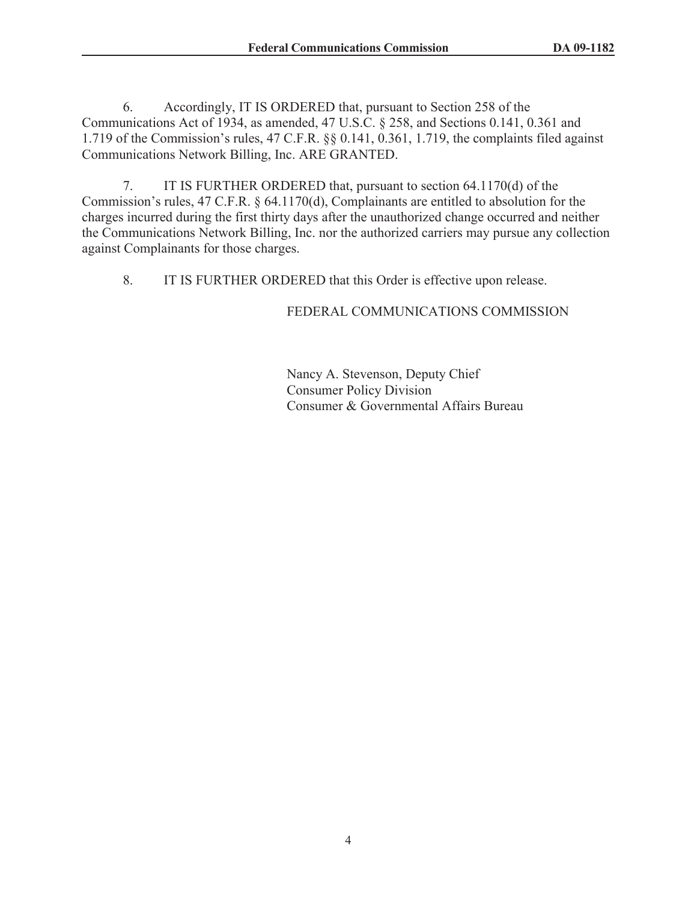6. Accordingly, IT IS ORDERED that, pursuant to Section 258 of the Communications Act of 1934, as amended, 47 U.S.C. § 258, and Sections 0.141, 0.361 and 1.719 of the Commission's rules, 47 C.F.R. §§ 0.141, 0.361, 1.719, the complaints filed against Communications Network Billing, Inc. ARE GRANTED.

7. IT IS FURTHER ORDERED that, pursuant to section 64.1170(d) of the Commission's rules, 47 C.F.R. § 64.1170(d), Complainants are entitled to absolution for the charges incurred during the first thirty days after the unauthorized change occurred and neither the Communications Network Billing, Inc. nor the authorized carriers may pursue any collection against Complainants for those charges.

8. IT IS FURTHER ORDERED that this Order is effective upon release.

FEDERAL COMMUNICATIONS COMMISSION

Nancy A. Stevenson, Deputy Chief
Consumer Policy Division
Consumer & Governmental Affairs Bureau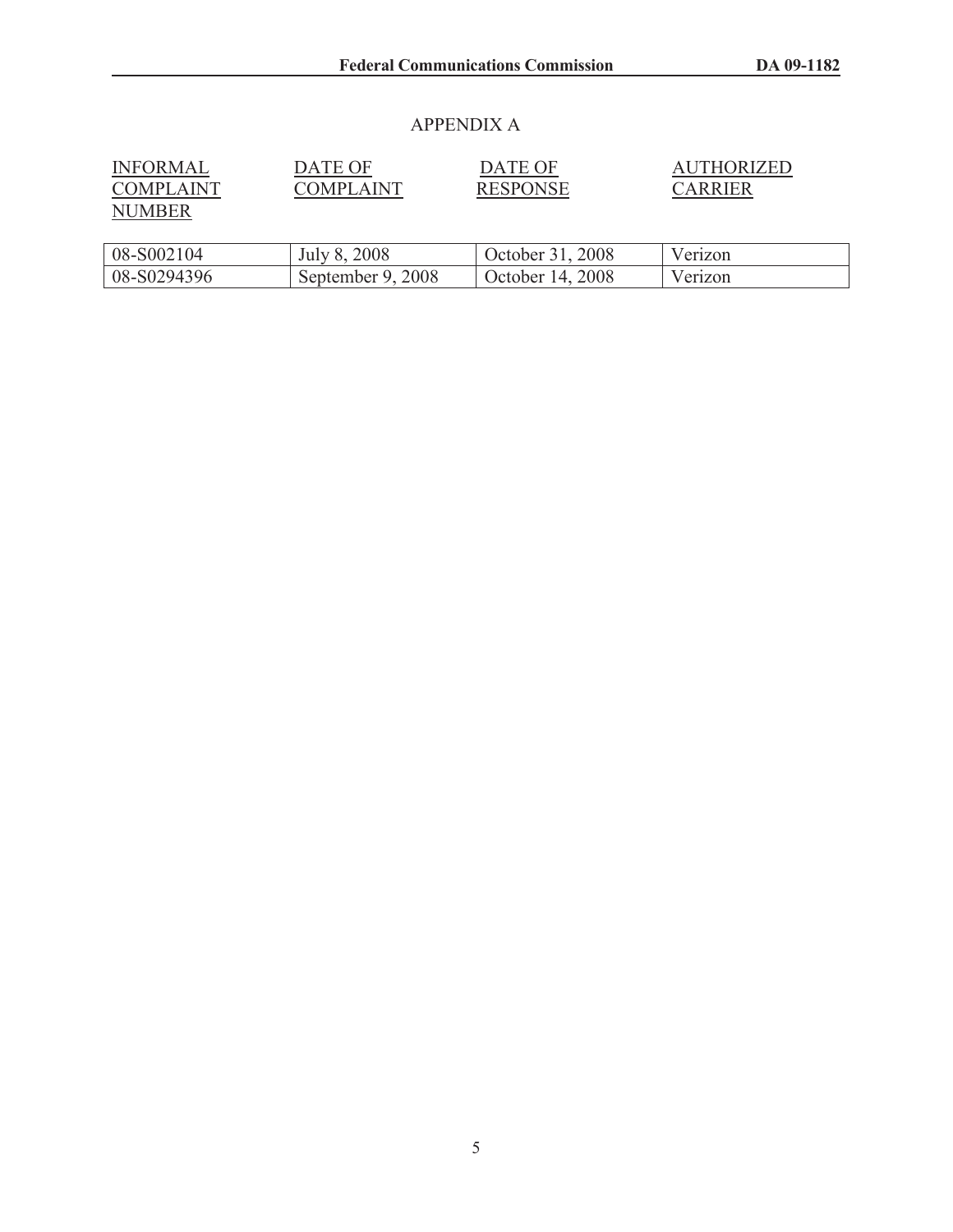## APPENDIX A

| INFORMAL COMPLAINT NUMBER | DATE OF COMPLAINT | DATE OF RESPONSE | AUTHORIZED CARRIER |
|---|---|---|---|
| 08-S002104 | July 8, 2008 | October 31, 2008 | Verizon |
| 08-S0294396 | September 9, 2008 | October 14, 2008 | Verizon |